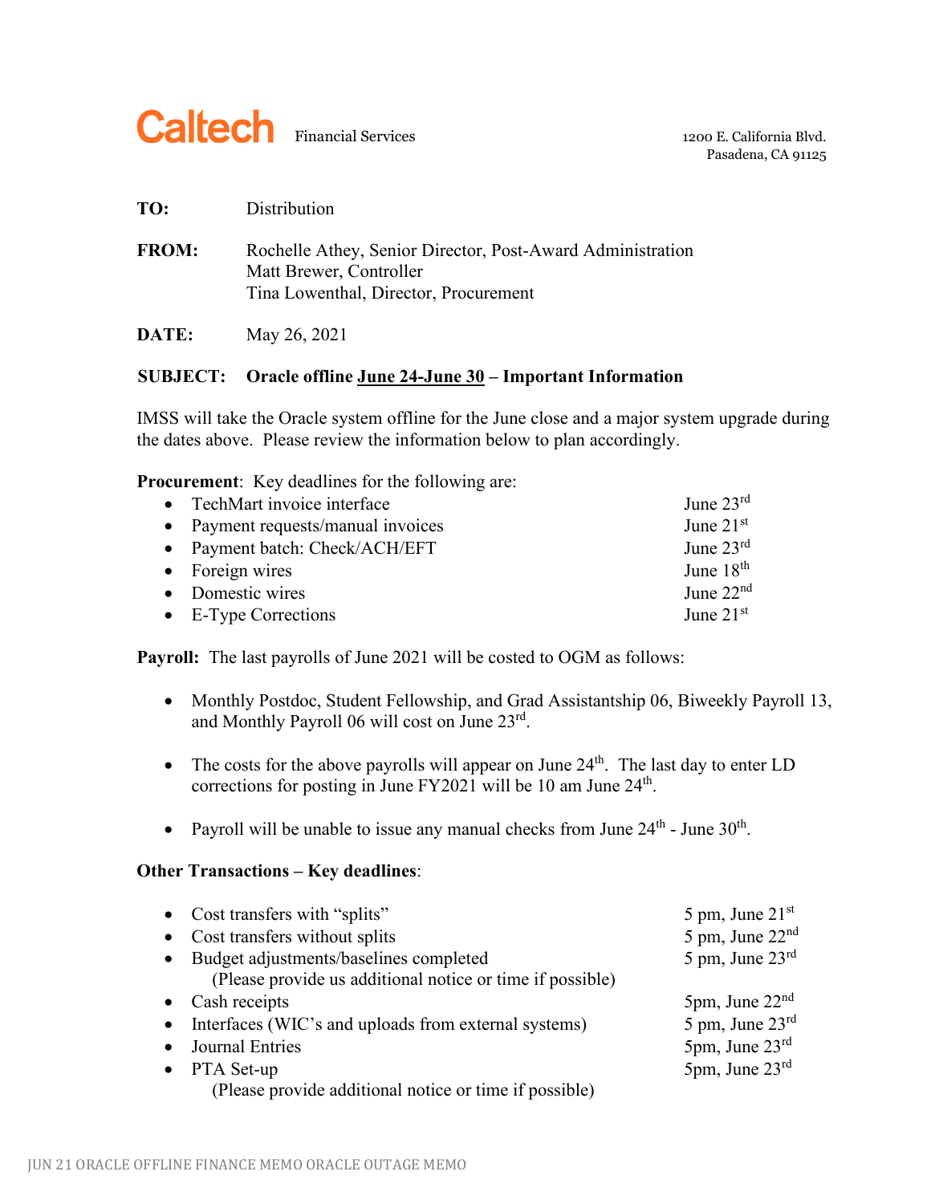**Caltech** Financial Services

1200 E. California Blvd.
Pasadena, CA 91125

**TO:** Distribution

**FROM:** Rochelle Athey, Senior Director, Post-Award Administration
Matt Brewer, Controller
Tina Lowenthal, Director, Procurement

**DATE:** May 26, 2021

**SUBJECT: Oracle offline June 24-June 30 – Important Information**

IMSS will take the Oracle system offline for the June close and a major system upgrade during the dates above. Please review the information below to plan accordingly.

**Procurement**: Key deadlines for the following are:

- TechMart invoice interface — June 23rd
- Payment requests/manual invoices — June 21st
- Payment batch: Check/ACH/EFT — June 23rd
- Foreign wires — June 18th
- Domestic wires — June 22nd
- E-Type Corrections — June 21st

**Payroll:** The last payrolls of June 2021 will be costed to OGM as follows:

- Monthly Postdoc, Student Fellowship, and Grad Assistantship 06, Biweekly Payroll 13, and Monthly Payroll 06 will cost on June 23rd.
- The costs for the above payrolls will appear on June 24th. The last day to enter LD corrections for posting in June FY2021 will be 10 am June 24th.
- Payroll will be unable to issue any manual checks from June 24th - June 30th.

**Other Transactions – Key deadlines**:

- Cost transfers with "splits" — 5 pm, June 21st
- Cost transfers without splits — 5 pm, June 22nd
- Budget adjustments/baselines completed — 5 pm, June 23rd
  (Please provide us additional notice or time if possible)
- Cash receipts — 5pm, June 22nd
- Interfaces (WIC's and uploads from external systems) — 5 pm, June 23rd
- Journal Entries — 5pm, June 23rd
- PTA Set-up — 5pm, June 23rd
  (Please provide additional notice or time if possible)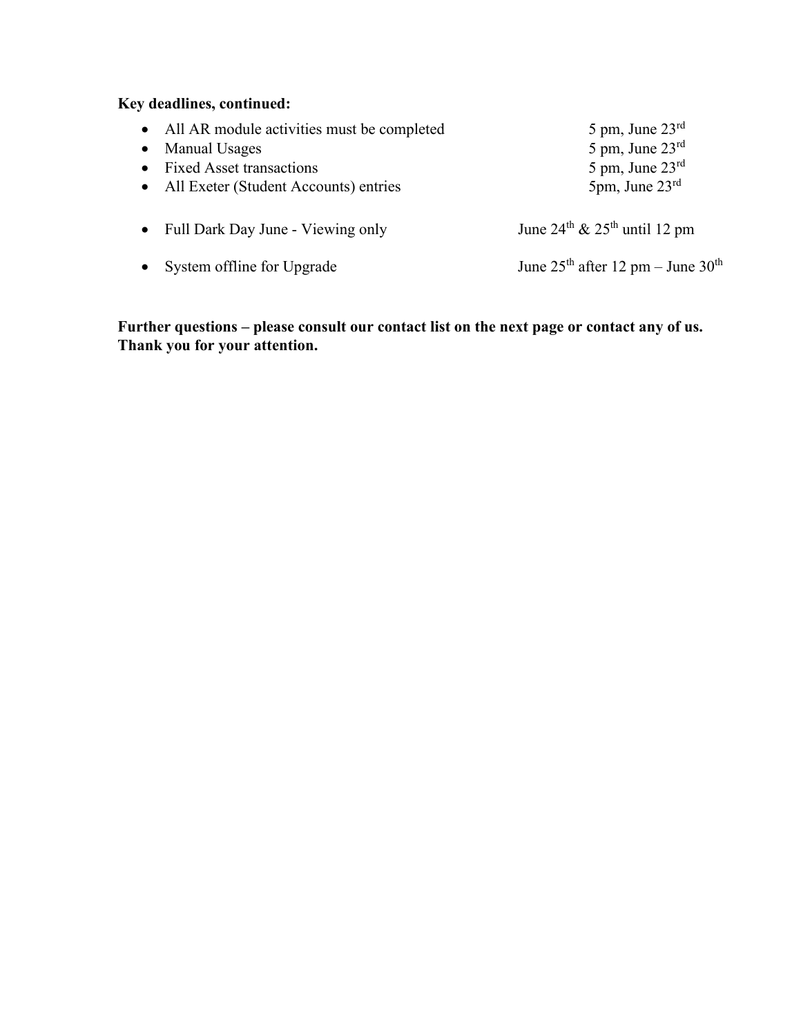**Key deadlines, continued:**

- All AR module activities must be completed — 5 pm, June 23rd
- Manual Usages — 5 pm, June 23rd
- Fixed Asset transactions — 5 pm, June 23rd
- All Exeter (Student Accounts) entries — 5pm, June 23rd

- Full Dark Day June - Viewing only — June 24th & 25th until 12 pm

- System offline for Upgrade — June 25th after 12 pm – June 30th

**Further questions – please consult our contact list on the next page or contact any of us. Thank you for your attention.**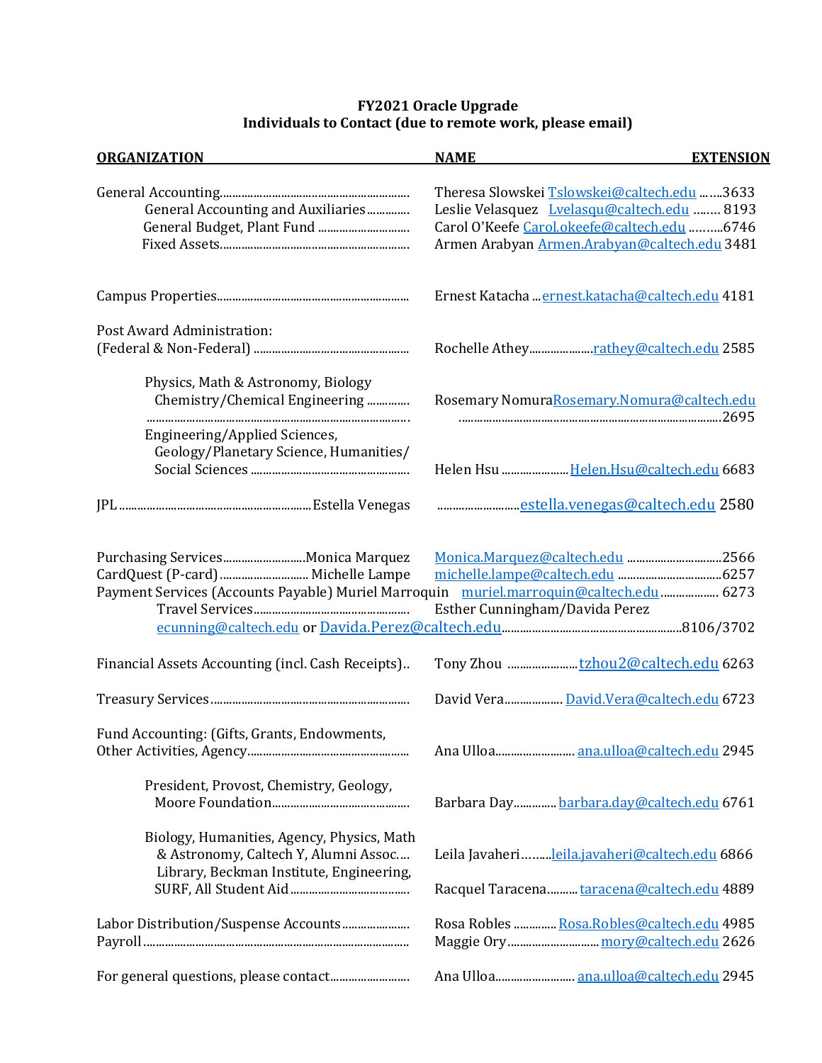**FY2021 Oracle Upgrade**
**Individuals to Contact (due to remote work, please email)**

| ORGANIZATION | NAME | EXTENSION |
|---|---|---|
| General Accounting | Theresa Slowskei Tslowskei@caltech.edu | 3633 |
| General Accounting and Auxiliaries | Leslie Velasquez Lvelasqu@caltech.edu | 8193 |
| General Budget, Plant Fund | Carol O'Keefe Carol.okeefe@caltech.edu | 6746 |
| Fixed Assets | Armen Arabyan Armen.Arabyan@caltech.edu | 3481 |
| Campus Properties | Ernest Katacha ernest.katacha@caltech.edu | 4181 |
| Post Award Administration: (Federal & Non-Federal) | Rochelle Athey rathey@caltech.edu | 2585 |
| Physics, Math & Astronomy, Biology Chemistry/Chemical Engineering | Rosemary Nomura Rosemary.Nomura@caltech.edu | 2695 |
| Engineering/Applied Sciences, Geology/Planetary Science, Humanities/ Social Sciences | Helen Hsu Helen.Hsu@caltech.edu | 6683 |
| JPL | Estella Venegas estella.venegas@caltech.edu | 2580 |
| Purchasing Services | Monica Marquez Monica.Marquez@caltech.edu | 2566 |
| CardQuest (P-card) | Michelle Lampe michelle.lampe@caltech.edu | 6257 |
| Payment Services (Accounts Payable) | Muriel Marroquin muriel.marroquin@caltech.edu | 6273 |
| Travel Services | Esther Cunningham/Davida Perez ecunning@caltech.edu or Davida.Perez@caltech.edu | 8106/3702 |
| Financial Assets Accounting (incl. Cash Receipts) | Tony Zhou tzhou2@caltech.edu | 6263 |
| Treasury Services | David Vera David.Vera@caltech.edu | 6723 |
| Fund Accounting: (Gifts, Grants, Endowments, Other Activities, Agency | Ana Ulloa ana.ulloa@caltech.edu | 2945 |
| President, Provost, Chemistry, Geology, Moore Foundation | Barbara Day barbara.day@caltech.edu | 6761 |
| Biology, Humanities, Agency, Physics, Math & Astronomy, Caltech Y, Alumni Assoc. | Leila Javaheri leila.javaheri@caltech.edu | 6866 |
| Library, Beckman Institute, Engineering, SURF, All Student Aid | Racquel Taracena taracena@caltech.edu | 4889 |
| Labor Distribution/Suspense Accounts | Rosa Robles Rosa.Robles@caltech.edu | 4985 |
| Payroll | Maggie Ory mory@caltech.edu | 2626 |
| For general questions, please contact | Ana Ulloa ana.ulloa@caltech.edu | 2945 |